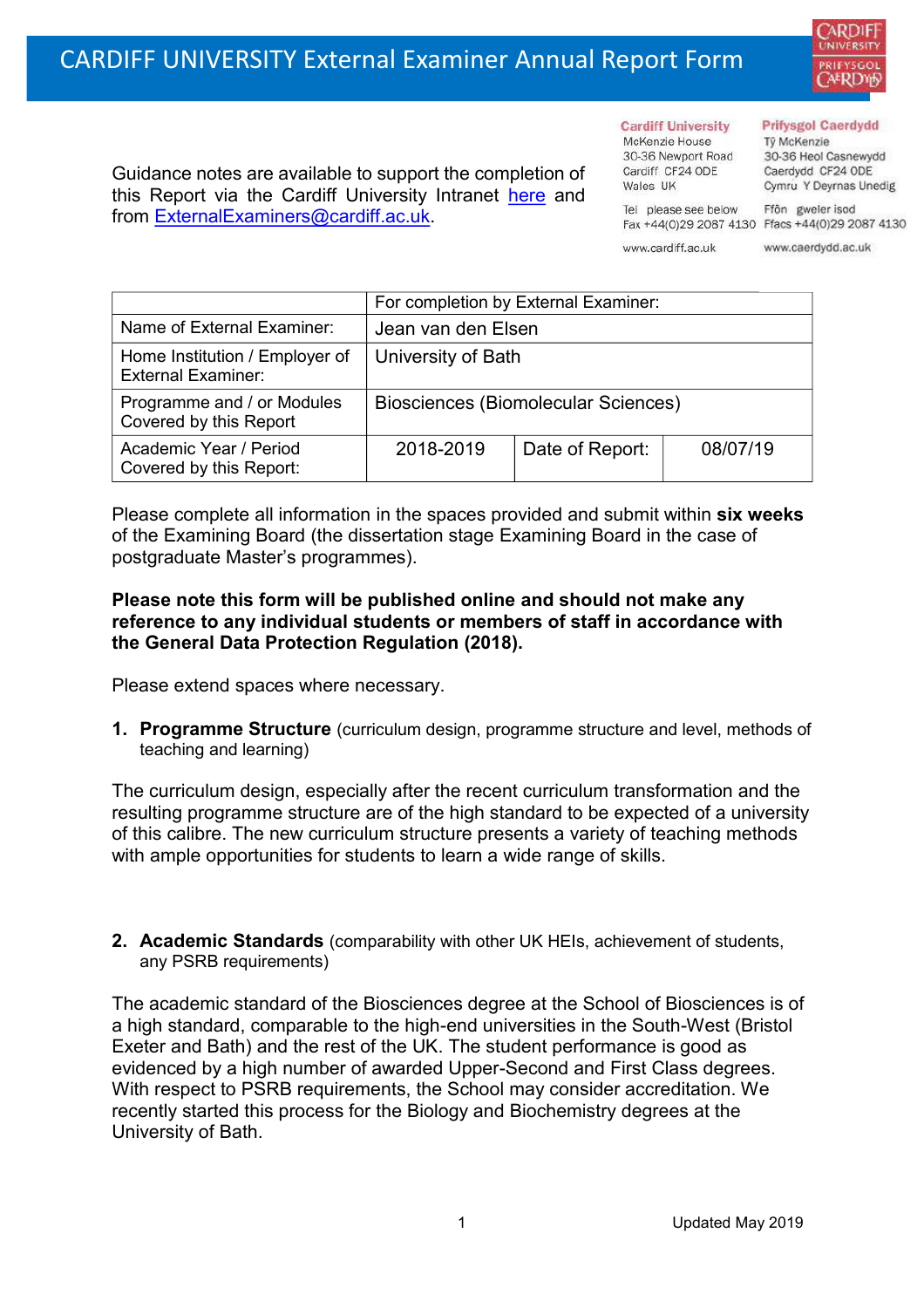# CARDIFF UNIVERSITY External Examiner Annual Report Form

Guidance notes are available to support the completion of this Report via the Cardiff University Intranet here and from ExternalExaminers@cardiff.ac.uk.

**Cardiff University**
McKenzie House
30-36 Newport Road
Cardiff CF24 0DE
Wales UK

Tel please see below
Fax +44(0)29 2087 4130

www.cardiff.ac.uk

**Prifysgol Caerdydd**
Tŷ McKenzie
30-36 Heol Casnewydd
Caerdydd CF24 0DE
Cymru Y Deyrnas Unedig

Ffôn gweler isod
Ffacs +44(0)29 2087 4130

www.caerdydd.ac.uk

| | For completion by External Examiner: | | |
|---|---|---|---|
| Name of External Examiner: | Jean van den Elsen | | |
| Home Institution / Employer of External Examiner: | University of Bath | | |
| Programme and / or Modules Covered by this Report | Biosciences (Biomolecular Sciences) | | |
| Academic Year / Period Covered by this Report: | 2018-2019 | Date of Report: | 08/07/19 |

Please complete all information in the spaces provided and submit within **six weeks** of the Examining Board (the dissertation stage Examining Board in the case of postgraduate Master's programmes).

**Please note this form will be published online and should not make any reference to any individual students or members of staff in accordance with the General Data Protection Regulation (2018).**

Please extend spaces where necessary.

1. **Programme Structure** (curriculum design, programme structure and level, methods of teaching and learning)

The curriculum design, especially after the recent curriculum transformation and the resulting programme structure are of the high standard to be expected of a university of this calibre. The new curriculum structure presents a variety of teaching methods with ample opportunities for students to learn a wide range of skills.

2. **Academic Standards** (comparability with other UK HEIs, achievement of students, any PSRB requirements)

The academic standard of the Biosciences degree at the School of Biosciences is of a high standard, comparable to the high-end universities in the South-West (Bristol Exeter and Bath) and the rest of the UK. The student performance is good as evidenced by a high number of awarded Upper-Second and First Class degrees. With respect to PSRB requirements, the School may consider accreditation. We recently started this process for the Biology and Biochemistry degrees at the University of Bath.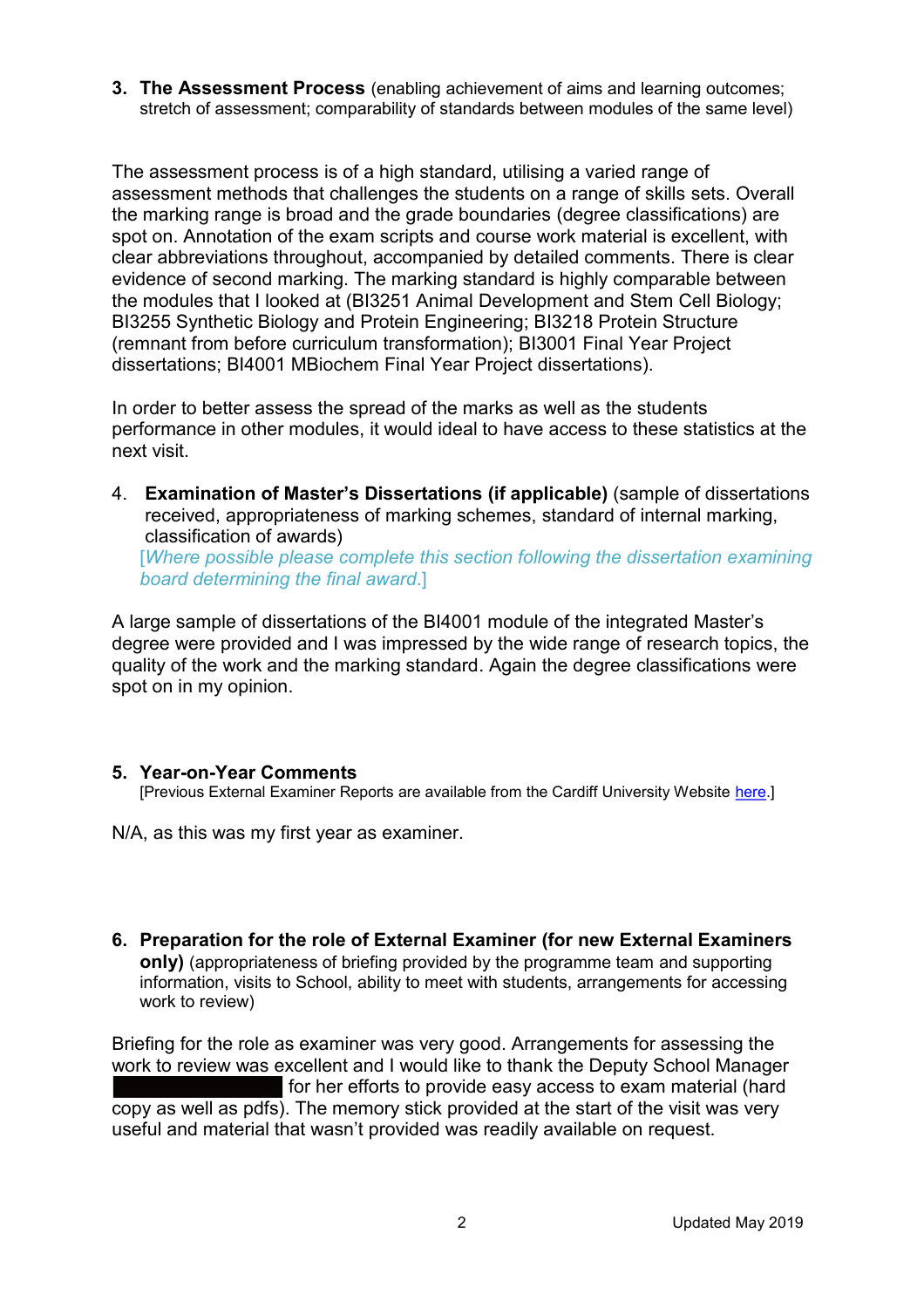3. **The Assessment Process** (enabling achievement of aims and learning outcomes; stretch of assessment; comparability of standards between modules of the same level)

The assessment process is of a high standard, utilising a varied range of assessment methods that challenges the students on a range of skills sets. Overall the marking range is broad and the grade boundaries (degree classifications) are spot on. Annotation of the exam scripts and course work material is excellent, with clear abbreviations throughout, accompanied by detailed comments. There is clear evidence of second marking. The marking standard is highly comparable between the modules that I looked at (BI3251 Animal Development and Stem Cell Biology; BI3255 Synthetic Biology and Protein Engineering; BI3218 Protein Structure (remnant from before curriculum transformation); BI3001 Final Year Project dissertations; BI4001 MBiochem Final Year Project dissertations).

In order to better assess the spread of the marks as well as the students performance in other modules, it would ideal to have access to these statistics at the next visit.

4. **Examination of Master's Dissertations (if applicable)** (sample of dissertations received, appropriateness of marking schemes, standard of internal marking, classification of awards)
   [*Where possible please complete this section following the dissertation examining board determining the final award*.]

A large sample of dissertations of the BI4001 module of the integrated Master's degree were provided and I was impressed by the wide range of research topics, the quality of the work and the marking standard. Again the degree classifications were spot on in my opinion.

5. **Year-on-Year Comments**
   [Previous External Examiner Reports are available from the Cardiff University Website here.]

N/A, as this was my first year as examiner.

6. **Preparation for the role of External Examiner (for new External Examiners only)** (appropriateness of briefing provided by the programme team and supporting information, visits to School, ability to meet with students, arrangements for accessing work to review)

Briefing for the role as examiner was very good. Arrangements for assessing the work to review was excellent and I would like to thank the Deputy School Manager [REDACTED] for her efforts to provide easy access to exam material (hard copy as well as pdfs). The memory stick provided at the start of the visit was very useful and material that wasn't provided was readily available on request.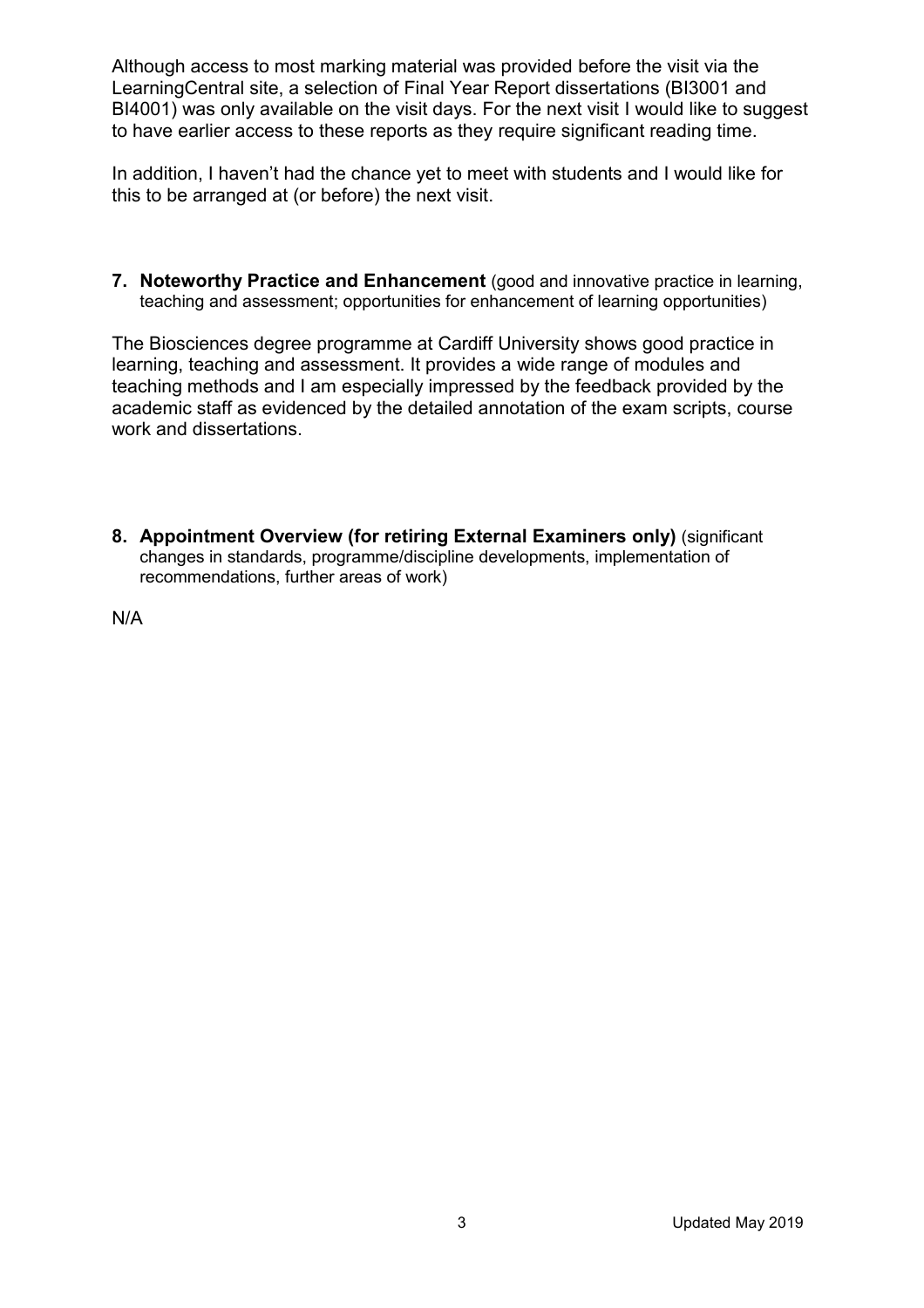Although access to most marking material was provided before the visit via the LearningCentral site, a selection of Final Year Report dissertations (BI3001 and BI4001) was only available on the visit days. For the next visit I would like to suggest to have earlier access to these reports as they require significant reading time.

In addition, I haven't had the chance yet to meet with students and I would like for this to be arranged at (or before) the next visit.

**7. Noteworthy Practice and Enhancement** (good and innovative practice in learning, teaching and assessment; opportunities for enhancement of learning opportunities)

The Biosciences degree programme at Cardiff University shows good practice in learning, teaching and assessment. It provides a wide range of modules and teaching methods and I am especially impressed by the feedback provided by the academic staff as evidenced by the detailed annotation of the exam scripts, course work and dissertations.

**8. Appointment Overview (for retiring External Examiners only)** (significant changes in standards, programme/discipline developments, implementation of recommendations, further areas of work)

N/A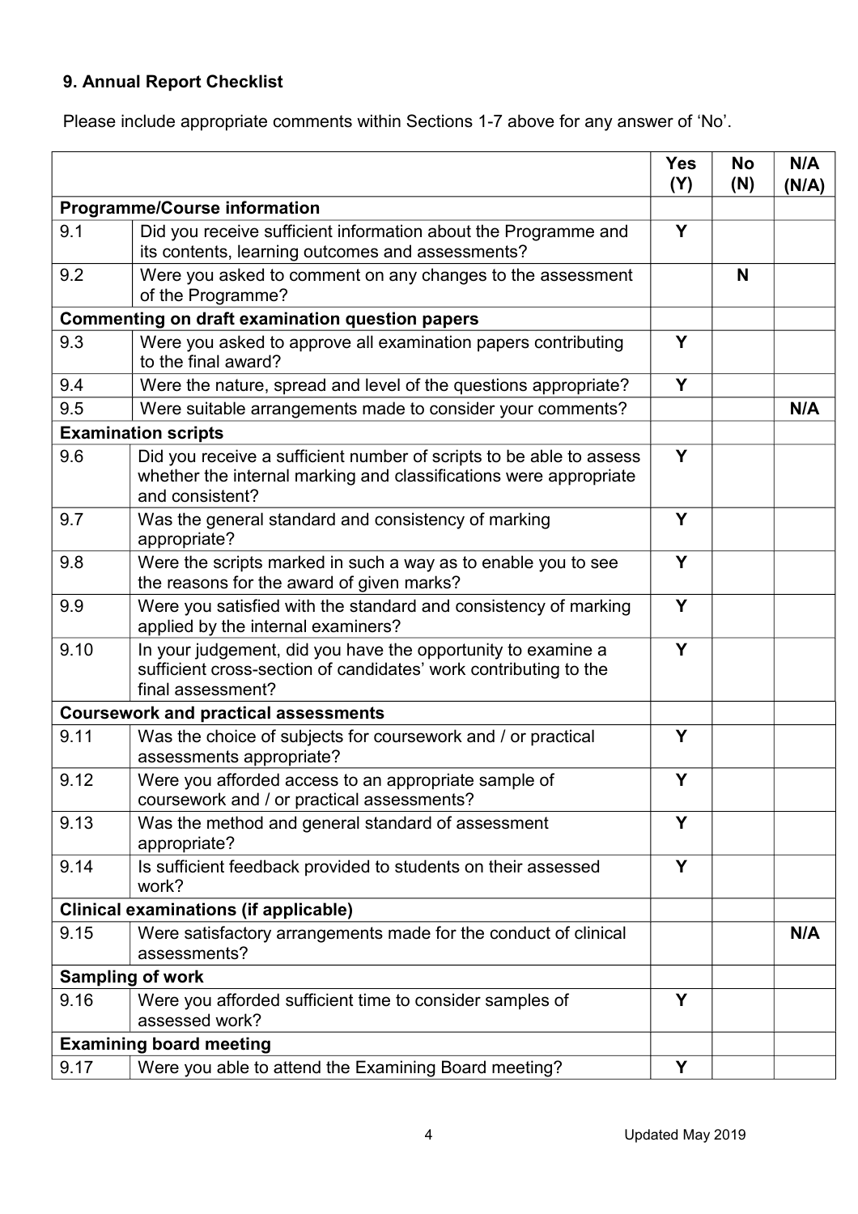## 9. Annual Report Checklist

Please include appropriate comments within Sections 1-7 above for any answer of 'No'.

| | | Yes (Y) | No (N) | N/A (N/A) |
|---|---|---|---|---|
| **Programme/Course information** | | | | |
| 9.1 | Did you receive sufficient information about the Programme and its contents, learning outcomes and assessments? | **Y** | | |
| 9.2 | Were you asked to comment on any changes to the assessment of the Programme? | | **N** | |
| **Commenting on draft examination question papers** | | | | |
| 9.3 | Were you asked to approve all examination papers contributing to the final award? | **Y** | | |
| 9.4 | Were the nature, spread and level of the questions appropriate? | **Y** | | |
| 9.5 | Were suitable arrangements made to consider your comments? | | | **N/A** |
| **Examination scripts** | | | | |
| 9.6 | Did you receive a sufficient number of scripts to be able to assess whether the internal marking and classifications were appropriate and consistent? | **Y** | | |
| 9.7 | Was the general standard and consistency of marking appropriate? | **Y** | | |
| 9.8 | Were the scripts marked in such a way as to enable you to see the reasons for the award of given marks? | **Y** | | |
| 9.9 | Were you satisfied with the standard and consistency of marking applied by the internal examiners? | **Y** | | |
| 9.10 | In your judgement, did you have the opportunity to examine a sufficient cross-section of candidates' work contributing to the final assessment? | **Y** | | |
| **Coursework and practical assessments** | | | | |
| 9.11 | Was the choice of subjects for coursework and / or practical assessments appropriate? | **Y** | | |
| 9.12 | Were you afforded access to an appropriate sample of coursework and / or practical assessments? | **Y** | | |
| 9.13 | Was the method and general standard of assessment appropriate? | **Y** | | |
| 9.14 | Is sufficient feedback provided to students on their assessed work? | **Y** | | |
| **Clinical examinations (if applicable)** | | | | |
| 9.15 | Were satisfactory arrangements made for the conduct of clinical assessments? | | | **N/A** |
| **Sampling of work** | | | | |
| 9.16 | Were you afforded sufficient time to consider samples of assessed work? | **Y** | | |
| **Examining board meeting** | | | | |
| 9.17 | Were you able to attend the Examining Board meeting? | **Y** | | |

Updated May 2019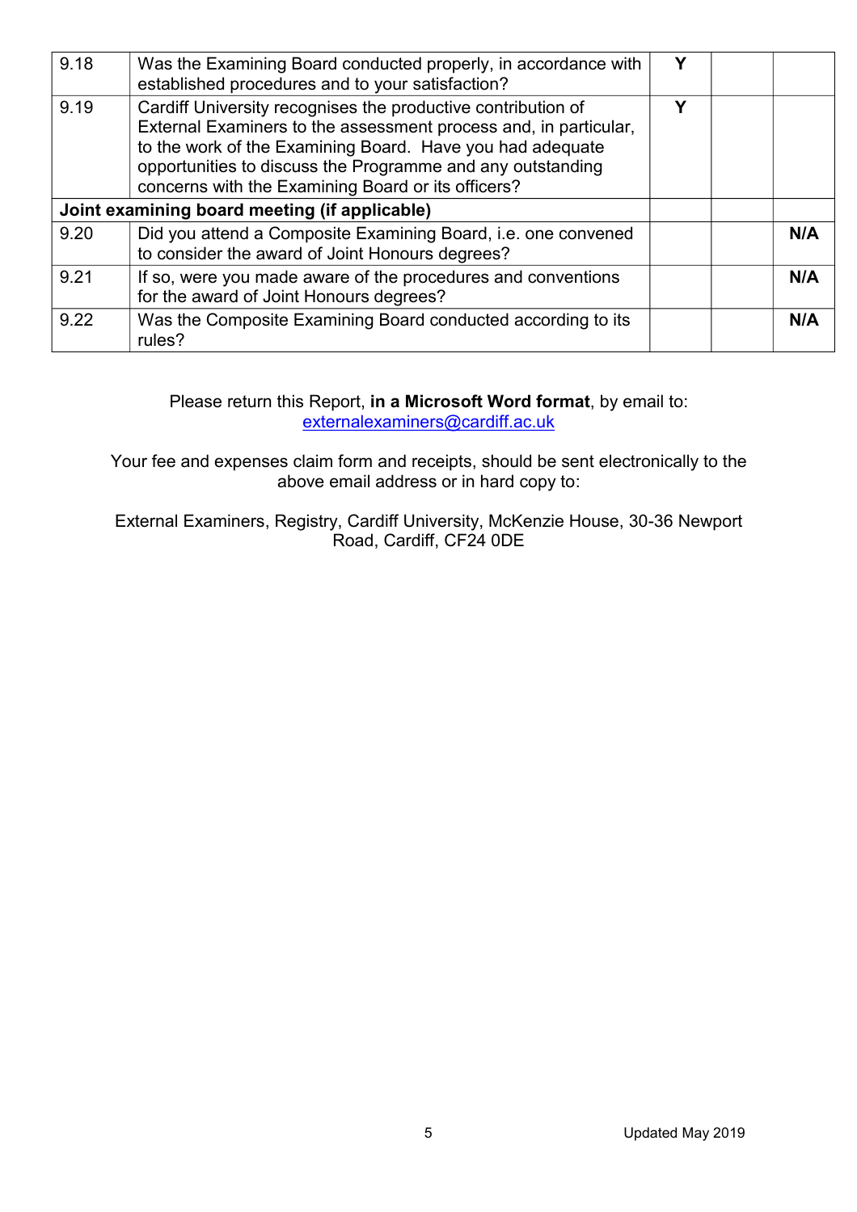| | | | | |
|---|---|---|---|---|
| 9.18 | Was the Examining Board conducted properly, in accordance with established procedures and to your satisfaction? | **Y** | | |
| 9.19 | Cardiff University recognises the productive contribution of External Examiners to the assessment process and, in particular, to the work of the Examining Board. Have you had adequate opportunities to discuss the Programme and any outstanding concerns with the Examining Board or its officers? | **Y** | | |
| **Joint examining board meeting (if applicable)** | | | | |
| 9.20 | Did you attend a Composite Examining Board, i.e. one convened to consider the award of Joint Honours degrees? | | | **N/A** |
| 9.21 | If so, were you made aware of the procedures and conventions for the award of Joint Honours degrees? | | | **N/A** |
| 9.22 | Was the Composite Examining Board conducted according to its rules? | | | **N/A** |

Please return this Report, **in a Microsoft Word format**, by email to: externalexaminers@cardiff.ac.uk

Your fee and expenses claim form and receipts, should be sent electronically to the above email address or in hard copy to:

External Examiners, Registry, Cardiff University, McKenzie House, 30-36 Newport Road, Cardiff, CF24 0DE

Updated May 2019